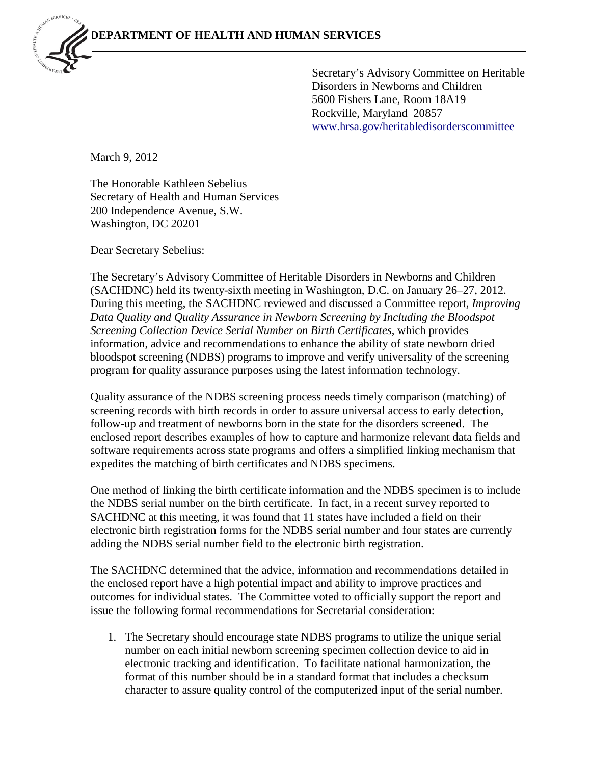**DEPARTMENT OF HEALTH AND HUMAN SERVICES**

Secretary's Advisory Committee on Heritable Disorders in Newborns and Children
5600 Fishers Lane, Room 18A19
Rockville, Maryland 20857
www.hrsa.gov/heritabledisorderscommittee

March 9, 2012

The Honorable Kathleen Sebelius
Secretary of Health and Human Services
200 Independence Avenue, S.W.
Washington, DC 20201

Dear Secretary Sebelius:

The Secretary's Advisory Committee of Heritable Disorders in Newborns and Children (SACHDNC) held its twenty-sixth meeting in Washington, D.C. on January 26–27, 2012. During this meeting, the SACHDNC reviewed and discussed a Committee report, *Improving Data Quality and Quality Assurance in Newborn Screening by Including the Bloodspot Screening Collection Device Serial Number on Birth Certificates*, which provides information, advice and recommendations to enhance the ability of state newborn dried bloodspot screening (NDBS) programs to improve and verify universality of the screening program for quality assurance purposes using the latest information technology.

Quality assurance of the NDBS screening process needs timely comparison (matching) of screening records with birth records in order to assure universal access to early detection, follow-up and treatment of newborns born in the state for the disorders screened. The enclosed report describes examples of how to capture and harmonize relevant data fields and software requirements across state programs and offers a simplified linking mechanism that expedites the matching of birth certificates and NDBS specimens.

One method of linking the birth certificate information and the NDBS specimen is to include the NDBS serial number on the birth certificate. In fact, in a recent survey reported to SACHDNC at this meeting, it was found that 11 states have included a field on their electronic birth registration forms for the NDBS serial number and four states are currently adding the NDBS serial number field to the electronic birth registration.

The SACHDNC determined that the advice, information and recommendations detailed in the enclosed report have a high potential impact and ability to improve practices and outcomes for individual states. The Committee voted to officially support the report and issue the following formal recommendations for Secretarial consideration:

1. The Secretary should encourage state NDBS programs to utilize the unique serial number on each initial newborn screening specimen collection device to aid in electronic tracking and identification. To facilitate national harmonization, the format of this number should be in a standard format that includes a checksum character to assure quality control of the computerized input of the serial number.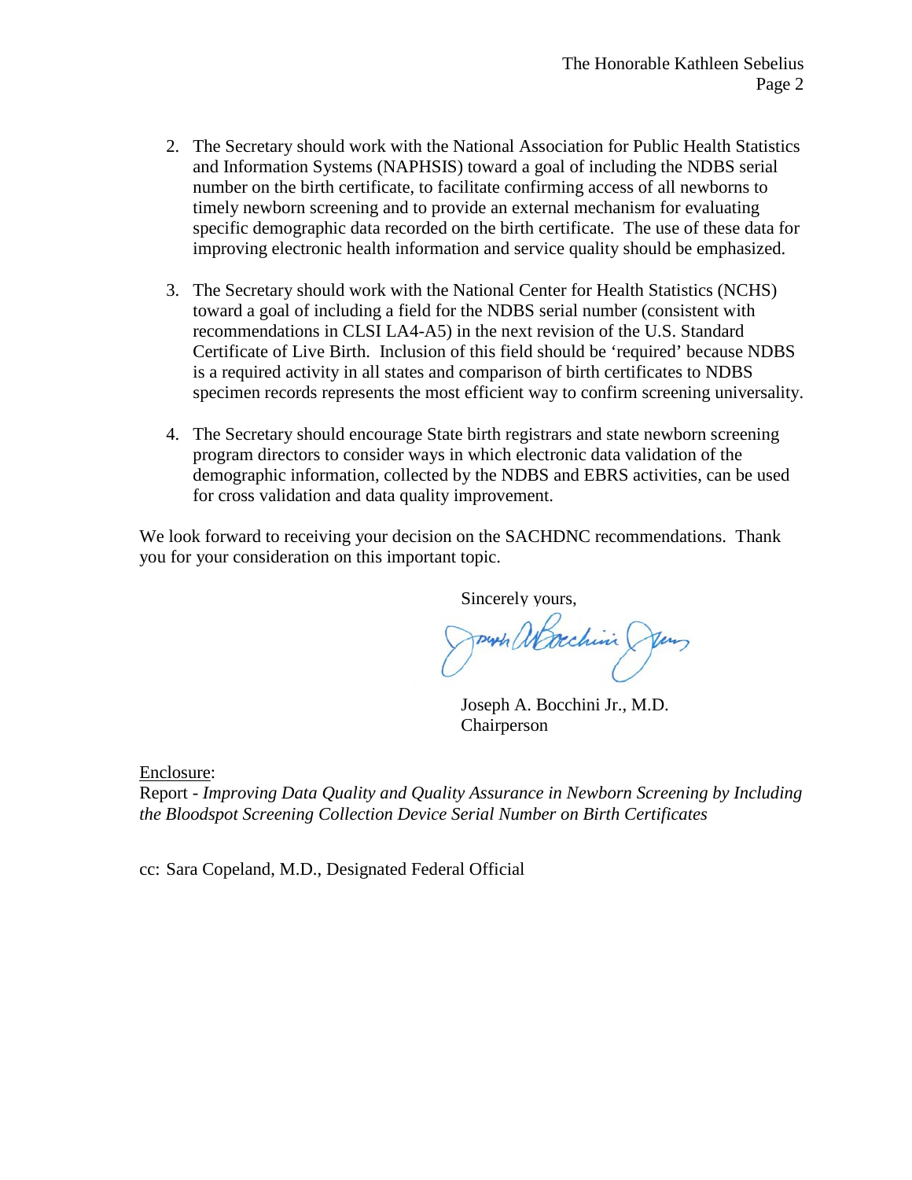2. The Secretary should work with the National Association for Public Health Statistics and Information Systems (NAPHSIS) toward a goal of including the NDBS serial number on the birth certificate, to facilitate confirming access of all newborns to timely newborn screening and to provide an external mechanism for evaluating specific demographic data recorded on the birth certificate. The use of these data for improving electronic health information and service quality should be emphasized.

3. The Secretary should work with the National Center for Health Statistics (NCHS) toward a goal of including a field for the NDBS serial number (consistent with recommendations in CLSI LA4-A5) in the next revision of the U.S. Standard Certificate of Live Birth. Inclusion of this field should be 'required' because NDBS is a required activity in all states and comparison of birth certificates to NDBS specimen records represents the most efficient way to confirm screening universality.

4. The Secretary should encourage State birth registrars and state newborn screening program directors to consider ways in which electronic data validation of the demographic information, collected by the NDBS and EBRS activities, can be used for cross validation and data quality improvement.

We look forward to receiving your decision on the SACHDNC recommendations. Thank you for your consideration on this important topic.

Sincerely yours,

Joseph A. Bocchini Jr., M.D.
Chairperson

Enclosure:
Report - *Improving Data Quality and Quality Assurance in Newborn Screening by Including the Bloodspot Screening Collection Device Serial Number on Birth Certificates*

cc: Sara Copeland, M.D., Designated Federal Official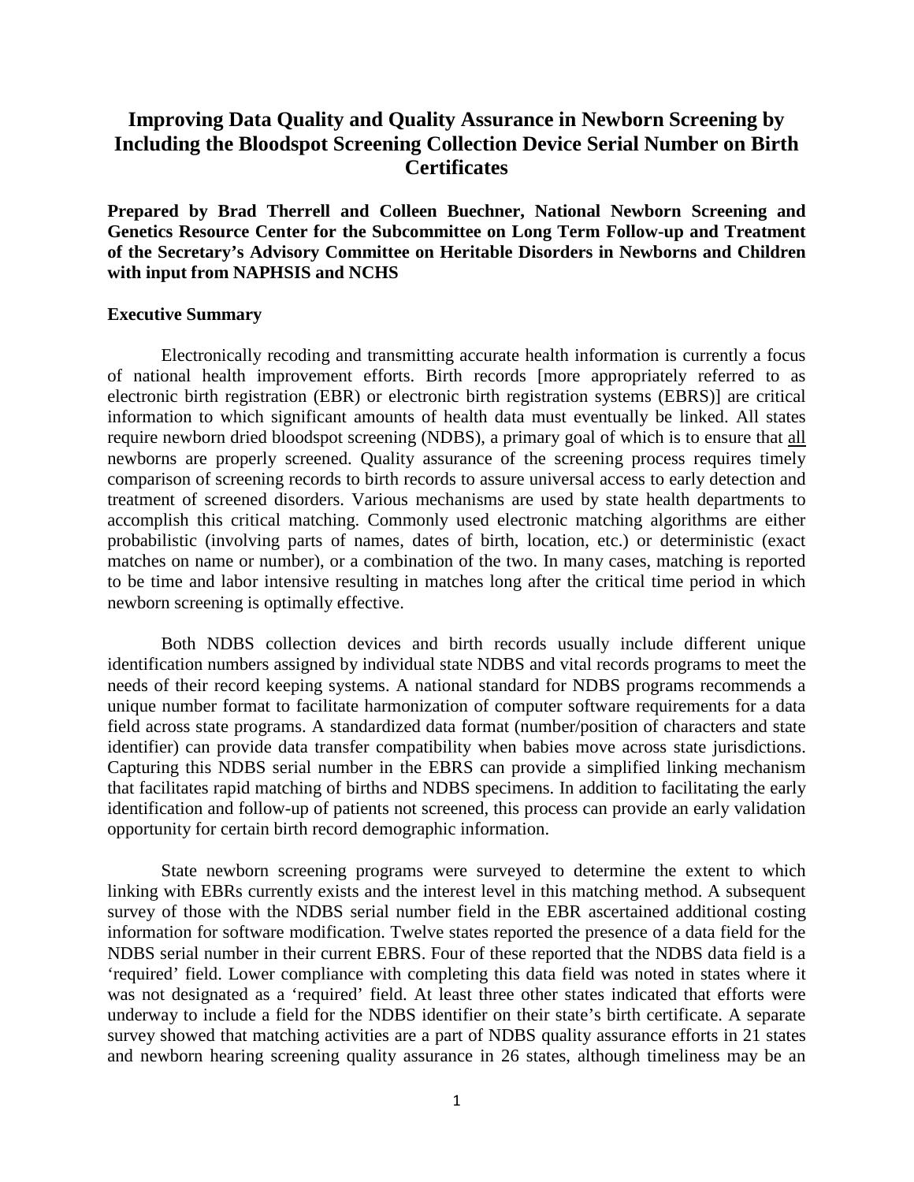# Improving Data Quality and Quality Assurance in Newborn Screening by Including the Bloodspot Screening Collection Device Serial Number on Birth Certificates

**Prepared by Brad Therrell and Colleen Buechner, National Newborn Screening and Genetics Resource Center for the Subcommittee on Long Term Follow-up and Treatment of the Secretary's Advisory Committee on Heritable Disorders in Newborns and Children with input from NAPHSIS and NCHS**

**Executive Summary**

Electronically recoding and transmitting accurate health information is currently a focus of national health improvement efforts. Birth records [more appropriately referred to as electronic birth registration (EBR) or electronic birth registration systems (EBRS)] are critical information to which significant amounts of health data must eventually be linked. All states require newborn dried bloodspot screening (NDBS), a primary goal of which is to ensure that all newborns are properly screened. Quality assurance of the screening process requires timely comparison of screening records to birth records to assure universal access to early detection and treatment of screened disorders. Various mechanisms are used by state health departments to accomplish this critical matching. Commonly used electronic matching algorithms are either probabilistic (involving parts of names, dates of birth, location, etc.) or deterministic (exact matches on name or number), or a combination of the two. In many cases, matching is reported to be time and labor intensive resulting in matches long after the critical time period in which newborn screening is optimally effective.

Both NDBS collection devices and birth records usually include different unique identification numbers assigned by individual state NDBS and vital records programs to meet the needs of their record keeping systems. A national standard for NDBS programs recommends a unique number format to facilitate harmonization of computer software requirements for a data field across state programs. A standardized data format (number/position of characters and state identifier) can provide data transfer compatibility when babies move across state jurisdictions. Capturing this NDBS serial number in the EBRS can provide a simplified linking mechanism that facilitates rapid matching of births and NDBS specimens. In addition to facilitating the early identification and follow-up of patients not screened, this process can provide an early validation opportunity for certain birth record demographic information.

State newborn screening programs were surveyed to determine the extent to which linking with EBRs currently exists and the interest level in this matching method. A subsequent survey of those with the NDBS serial number field in the EBR ascertained additional costing information for software modification. Twelve states reported the presence of a data field for the NDBS serial number in their current EBRS. Four of these reported that the NDBS data field is a 'required' field. Lower compliance with completing this data field was noted in states where it was not designated as a 'required' field. At least three other states indicated that efforts were underway to include a field for the NDBS identifier on their state's birth certificate. A separate survey showed that matching activities are a part of NDBS quality assurance efforts in 21 states and newborn hearing screening quality assurance in 26 states, although timeliness may be an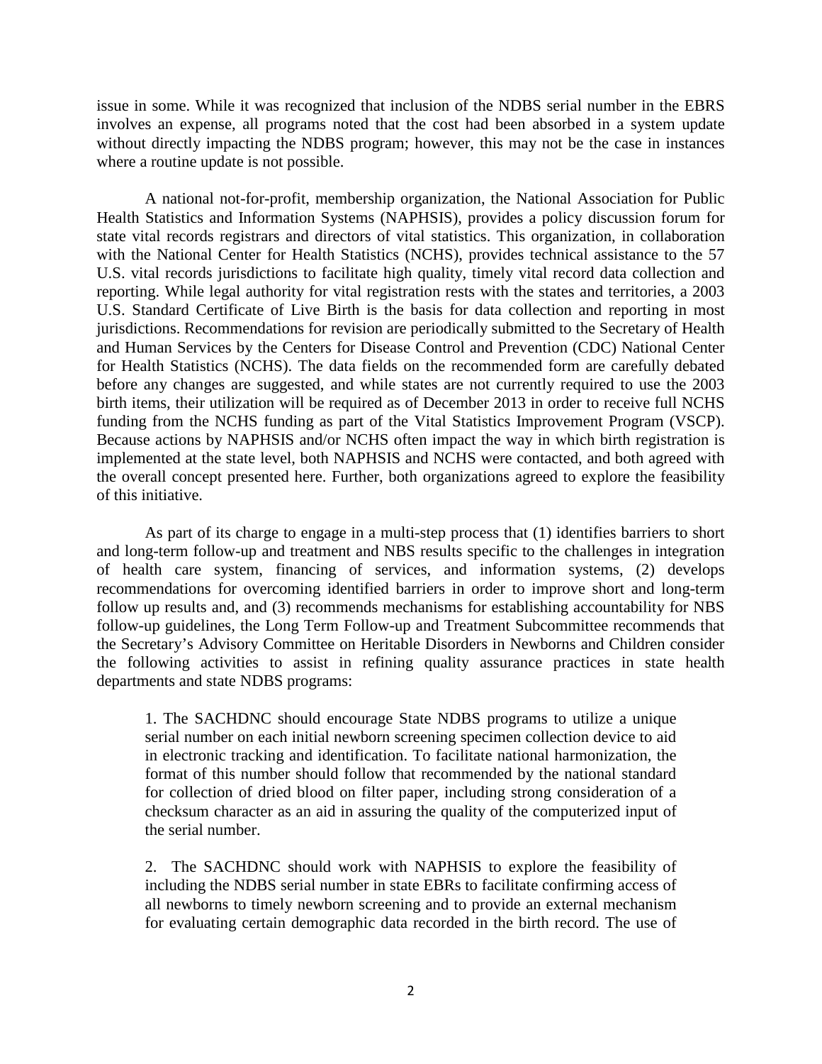issue in some. While it was recognized that inclusion of the NDBS serial number in the EBRS involves an expense, all programs noted that the cost had been absorbed in a system update without directly impacting the NDBS program; however, this may not be the case in instances where a routine update is not possible.

A national not-for-profit, membership organization, the National Association for Public Health Statistics and Information Systems (NAPHSIS), provides a policy discussion forum for state vital records registrars and directors of vital statistics. This organization, in collaboration with the National Center for Health Statistics (NCHS), provides technical assistance to the 57 U.S. vital records jurisdictions to facilitate high quality, timely vital record data collection and reporting. While legal authority for vital registration rests with the states and territories, a 2003 U.S. Standard Certificate of Live Birth is the basis for data collection and reporting in most jurisdictions. Recommendations for revision are periodically submitted to the Secretary of Health and Human Services by the Centers for Disease Control and Prevention (CDC) National Center for Health Statistics (NCHS). The data fields on the recommended form are carefully debated before any changes are suggested, and while states are not currently required to use the 2003 birth items, their utilization will be required as of December 2013 in order to receive full NCHS funding from the NCHS funding as part of the Vital Statistics Improvement Program (VSCP). Because actions by NAPHSIS and/or NCHS often impact the way in which birth registration is implemented at the state level, both NAPHSIS and NCHS were contacted, and both agreed with the overall concept presented here. Further, both organizations agreed to explore the feasibility of this initiative.

As part of its charge to engage in a multi-step process that (1) identifies barriers to short and long-term follow-up and treatment and NBS results specific to the challenges in integration of health care system, financing of services, and information systems, (2) develops recommendations for overcoming identified barriers in order to improve short and long-term follow up results and, and (3) recommends mechanisms for establishing accountability for NBS follow-up guidelines, the Long Term Follow-up and Treatment Subcommittee recommends that the Secretary's Advisory Committee on Heritable Disorders in Newborns and Children consider the following activities to assist in refining quality assurance practices in state health departments and state NDBS programs:

> 1. The SACHDNC should encourage State NDBS programs to utilize a unique serial number on each initial newborn screening specimen collection device to aid in electronic tracking and identification. To facilitate national harmonization, the format of this number should follow that recommended by the national standard for collection of dried blood on filter paper, including strong consideration of a checksum character as an aid in assuring the quality of the computerized input of the serial number.
>
> 2. The SACHDNC should work with NAPHSIS to explore the feasibility of including the NDBS serial number in state EBRs to facilitate confirming access of all newborns to timely newborn screening and to provide an external mechanism for evaluating certain demographic data recorded in the birth record. The use of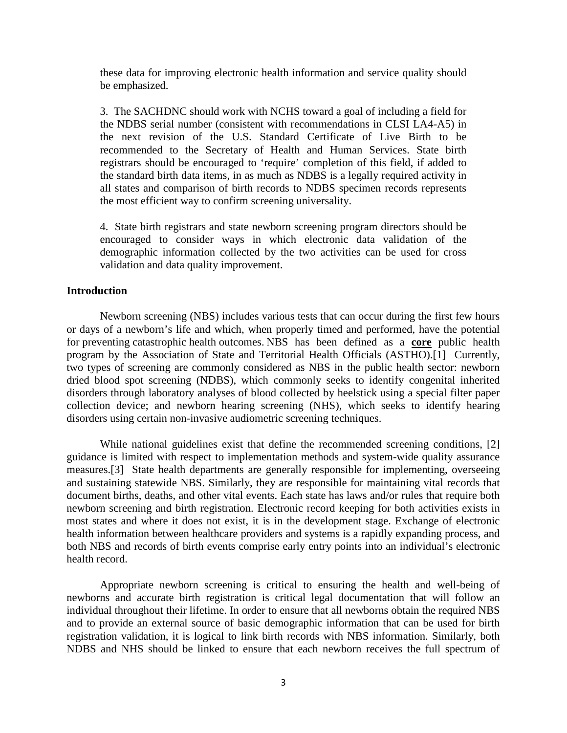these data for improving electronic health information and service quality should be emphasized.

3. The SACHDNC should work with NCHS toward a goal of including a field for the NDBS serial number (consistent with recommendations in CLSI LA4-A5) in the next revision of the U.S. Standard Certificate of Live Birth to be recommended to the Secretary of Health and Human Services. State birth registrars should be encouraged to 'require' completion of this field, if added to the standard birth data items, in as much as NDBS is a legally required activity in all states and comparison of birth records to NDBS specimen records represents the most efficient way to confirm screening universality.

4. State birth registrars and state newborn screening program directors should be encouraged to consider ways in which electronic data validation of the demographic information collected by the two activities can be used for cross validation and data quality improvement.

## Introduction

Newborn screening (NBS) includes various tests that can occur during the first few hours or days of a newborn's life and which, when properly timed and performed, have the potential for preventing catastrophic health outcomes. NBS has been defined as a **core** public health program by the Association of State and Territorial Health Officials (ASTHO).[1] Currently, two types of screening are commonly considered as NBS in the public health sector: newborn dried blood spot screening (NDBS), which commonly seeks to identify congenital inherited disorders through laboratory analyses of blood collected by heelstick using a special filter paper collection device; and newborn hearing screening (NHS), which seeks to identify hearing disorders using certain non-invasive audiometric screening techniques.

While national guidelines exist that define the recommended screening conditions, [2] guidance is limited with respect to implementation methods and system-wide quality assurance measures.[3] State health departments are generally responsible for implementing, overseeing and sustaining statewide NBS. Similarly, they are responsible for maintaining vital records that document births, deaths, and other vital events. Each state has laws and/or rules that require both newborn screening and birth registration. Electronic record keeping for both activities exists in most states and where it does not exist, it is in the development stage. Exchange of electronic health information between healthcare providers and systems is a rapidly expanding process, and both NBS and records of birth events comprise early entry points into an individual's electronic health record.

Appropriate newborn screening is critical to ensuring the health and well-being of newborns and accurate birth registration is critical legal documentation that will follow an individual throughout their lifetime. In order to ensure that all newborns obtain the required NBS and to provide an external source of basic demographic information that can be used for birth registration validation, it is logical to link birth records with NBS information. Similarly, both NDBS and NHS should be linked to ensure that each newborn receives the full spectrum of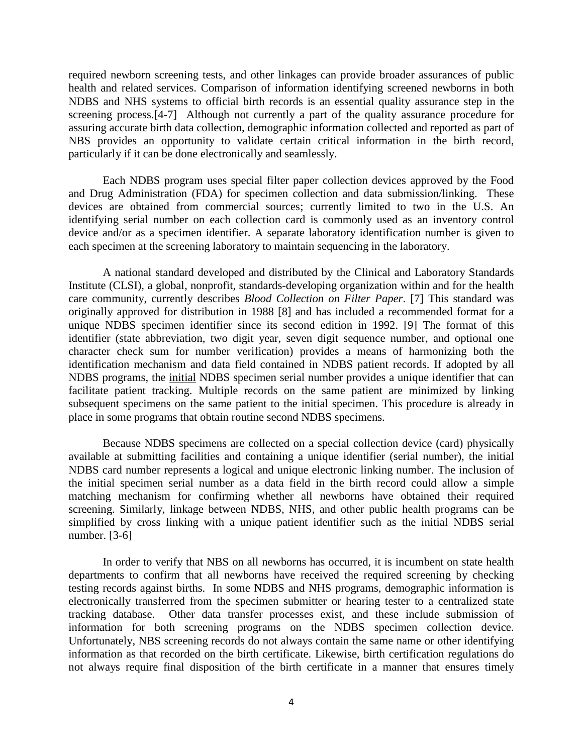required newborn screening tests, and other linkages can provide broader assurances of public health and related services. Comparison of information identifying screened newborns in both NDBS and NHS systems to official birth records is an essential quality assurance step in the screening process.[4-7] Although not currently a part of the quality assurance procedure for assuring accurate birth data collection, demographic information collected and reported as part of NBS provides an opportunity to validate certain critical information in the birth record, particularly if it can be done electronically and seamlessly.

Each NDBS program uses special filter paper collection devices approved by the Food and Drug Administration (FDA) for specimen collection and data submission/linking. These devices are obtained from commercial sources; currently limited to two in the U.S. An identifying serial number on each collection card is commonly used as an inventory control device and/or as a specimen identifier. A separate laboratory identification number is given to each specimen at the screening laboratory to maintain sequencing in the laboratory.

A national standard developed and distributed by the Clinical and Laboratory Standards Institute (CLSI), a global, nonprofit, standards-developing organization within and for the health care community, currently describes *Blood Collection on Filter Paper*. [7] This standard was originally approved for distribution in 1988 [8] and has included a recommended format for a unique NDBS specimen identifier since its second edition in 1992. [9] The format of this identifier (state abbreviation, two digit year, seven digit sequence number, and optional one character check sum for number verification) provides a means of harmonizing both the identification mechanism and data field contained in NDBS patient records. If adopted by all NDBS programs, the <u>initial</u> NDBS specimen serial number provides a unique identifier that can facilitate patient tracking. Multiple records on the same patient are minimized by linking subsequent specimens on the same patient to the initial specimen. This procedure is already in place in some programs that obtain routine second NDBS specimens.

Because NDBS specimens are collected on a special collection device (card) physically available at submitting facilities and containing a unique identifier (serial number), the initial NDBS card number represents a logical and unique electronic linking number. The inclusion of the initial specimen serial number as a data field in the birth record could allow a simple matching mechanism for confirming whether all newborns have obtained their required screening. Similarly, linkage between NDBS, NHS, and other public health programs can be simplified by cross linking with a unique patient identifier such as the initial NDBS serial number. [3-6]

In order to verify that NBS on all newborns has occurred, it is incumbent on state health departments to confirm that all newborns have received the required screening by checking testing records against births. In some NDBS and NHS programs, demographic information is electronically transferred from the specimen submitter or hearing tester to a centralized state tracking database. Other data transfer processes exist, and these include submission of information for both screening programs on the NDBS specimen collection device. Unfortunately, NBS screening records do not always contain the same name or other identifying information as that recorded on the birth certificate. Likewise, birth certification regulations do not always require final disposition of the birth certificate in a manner that ensures timely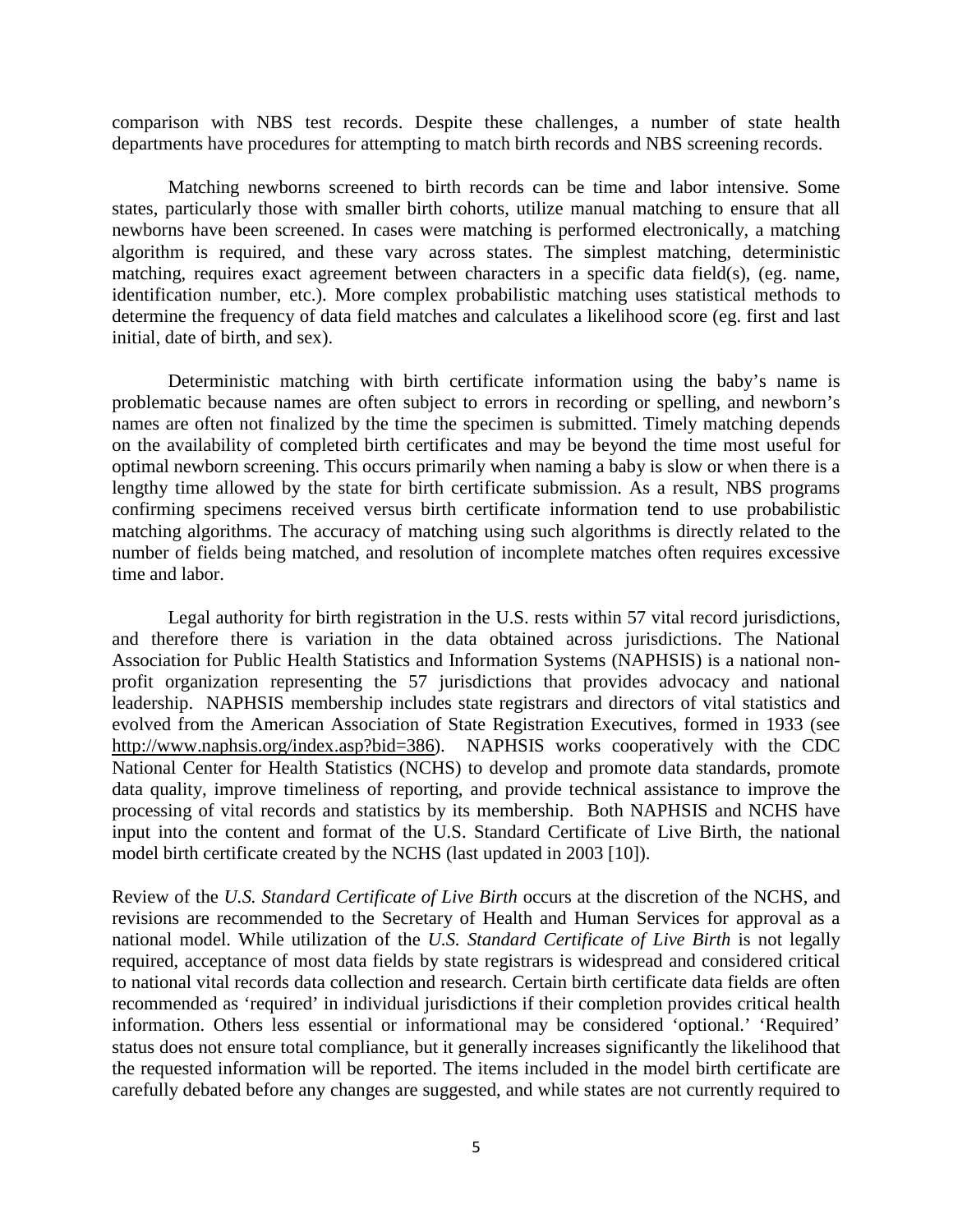comparison with NBS test records. Despite these challenges, a number of state health departments have procedures for attempting to match birth records and NBS screening records.

Matching newborns screened to birth records can be time and labor intensive. Some states, particularly those with smaller birth cohorts, utilize manual matching to ensure that all newborns have been screened. In cases were matching is performed electronically, a matching algorithm is required, and these vary across states. The simplest matching, deterministic matching, requires exact agreement between characters in a specific data field(s), (eg. name, identification number, etc.). More complex probabilistic matching uses statistical methods to determine the frequency of data field matches and calculates a likelihood score (eg. first and last initial, date of birth, and sex).

Deterministic matching with birth certificate information using the baby's name is problematic because names are often subject to errors in recording or spelling, and newborn's names are often not finalized by the time the specimen is submitted. Timely matching depends on the availability of completed birth certificates and may be beyond the time most useful for optimal newborn screening. This occurs primarily when naming a baby is slow or when there is a lengthy time allowed by the state for birth certificate submission. As a result, NBS programs confirming specimens received versus birth certificate information tend to use probabilistic matching algorithms. The accuracy of matching using such algorithms is directly related to the number of fields being matched, and resolution of incomplete matches often requires excessive time and labor.

Legal authority for birth registration in the U.S. rests within 57 vital record jurisdictions, and therefore there is variation in the data obtained across jurisdictions. The National Association for Public Health Statistics and Information Systems (NAPHSIS) is a national non-profit organization representing the 57 jurisdictions that provides advocacy and national leadership. NAPHSIS membership includes state registrars and directors of vital statistics and evolved from the American Association of State Registration Executives, formed in 1933 (see http://www.naphsis.org/index.asp?bid=386). NAPHSIS works cooperatively with the CDC National Center for Health Statistics (NCHS) to develop and promote data standards, promote data quality, improve timeliness of reporting, and provide technical assistance to improve the processing of vital records and statistics by its membership. Both NAPHSIS and NCHS have input into the content and format of the U.S. Standard Certificate of Live Birth, the national model birth certificate created by the NCHS (last updated in 2003 [10]).

Review of the *U.S. Standard Certificate of Live Birth* occurs at the discretion of the NCHS, and revisions are recommended to the Secretary of Health and Human Services for approval as a national model. While utilization of the *U.S. Standard Certificate of Live Birth* is not legally required, acceptance of most data fields by state registrars is widespread and considered critical to national vital records data collection and research. Certain birth certificate data fields are often recommended as 'required' in individual jurisdictions if their completion provides critical health information. Others less essential or informational may be considered 'optional.' 'Required' status does not ensure total compliance, but it generally increases significantly the likelihood that the requested information will be reported. The items included in the model birth certificate are carefully debated before any changes are suggested, and while states are not currently required to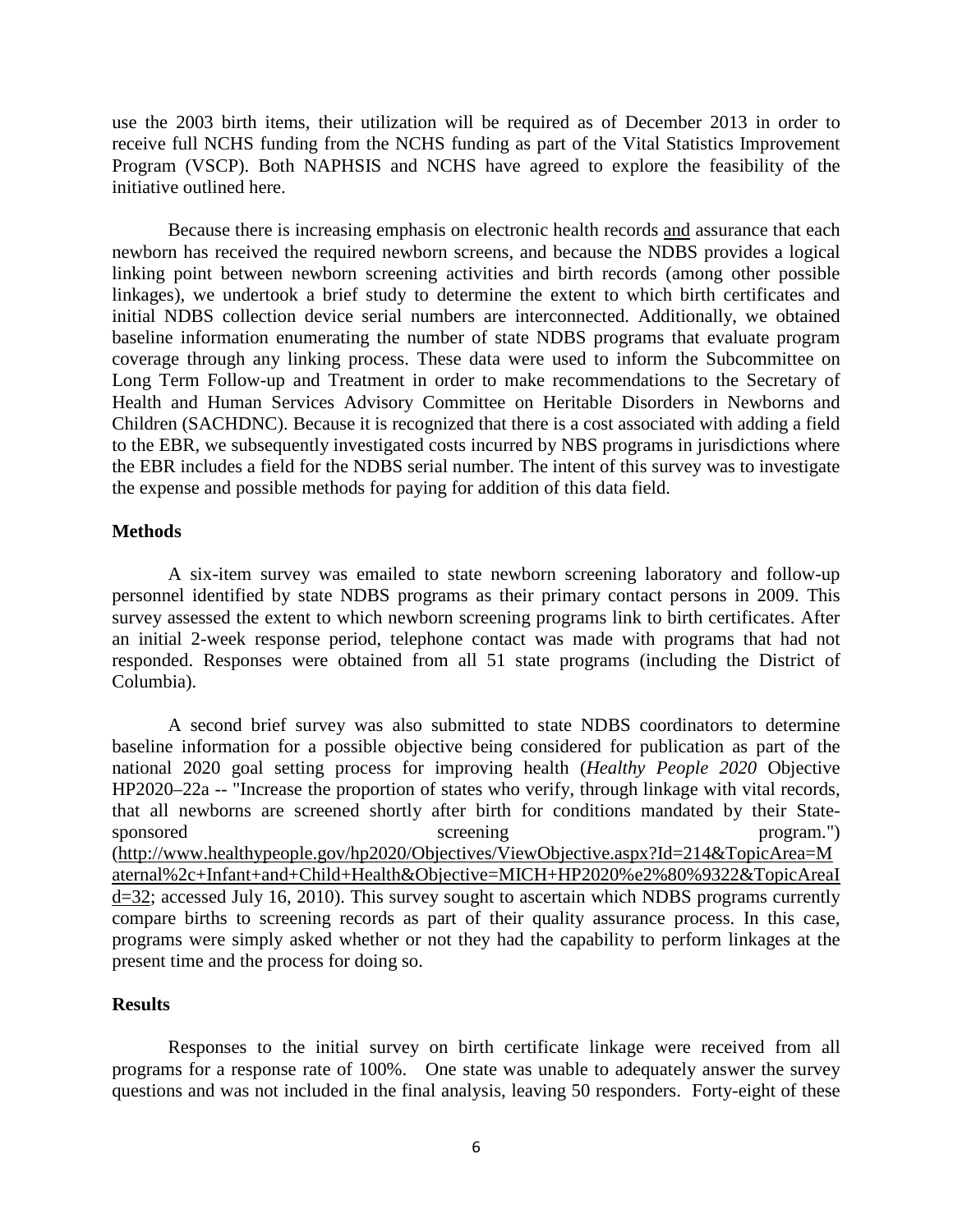use the 2003 birth items, their utilization will be required as of December 2013 in order to receive full NCHS funding from the NCHS funding as part of the Vital Statistics Improvement Program (VSCP). Both NAPHSIS and NCHS have agreed to explore the feasibility of the initiative outlined here.

Because there is increasing emphasis on electronic health records and assurance that each newborn has received the required newborn screens, and because the NDBS provides a logical linking point between newborn screening activities and birth records (among other possible linkages), we undertook a brief study to determine the extent to which birth certificates and initial NDBS collection device serial numbers are interconnected. Additionally, we obtained baseline information enumerating the number of state NDBS programs that evaluate program coverage through any linking process. These data were used to inform the Subcommittee on Long Term Follow-up and Treatment in order to make recommendations to the Secretary of Health and Human Services Advisory Committee on Heritable Disorders in Newborns and Children (SACHDNC). Because it is recognized that there is a cost associated with adding a field to the EBR, we subsequently investigated costs incurred by NBS programs in jurisdictions where the EBR includes a field for the NDBS serial number. The intent of this survey was to investigate the expense and possible methods for paying for addition of this data field.

**Methods**

A six-item survey was emailed to state newborn screening laboratory and follow-up personnel identified by state NDBS programs as their primary contact persons in 2009. This survey assessed the extent to which newborn screening programs link to birth certificates. After an initial 2-week response period, telephone contact was made with programs that had not responded. Responses were obtained from all 51 state programs (including the District of Columbia).

A second brief survey was also submitted to state NDBS coordinators to determine baseline information for a possible objective being considered for publication as part of the national 2020 goal setting process for improving health (*Healthy People 2020* Objective HP2020–22a -- "Increase the proportion of states who verify, through linkage with vital records, that all newborns are screened shortly after birth for conditions mandated by their State-sponsored screening program.") (http://www.healthypeople.gov/hp2020/Objectives/ViewObjective.aspx?Id=214&TopicArea=Maternal%2c+Infant+and+Child+Health&Objective=MICH+HP2020%e2%80%9322&TopicAreaId=32; accessed July 16, 2010). This survey sought to ascertain which NDBS programs currently compare births to screening records as part of their quality assurance process. In this case, programs were simply asked whether or not they had the capability to perform linkages at the present time and the process for doing so.

**Results**

Responses to the initial survey on birth certificate linkage were received from all programs for a response rate of 100%. One state was unable to adequately answer the survey questions and was not included in the final analysis, leaving 50 responders. Forty-eight of these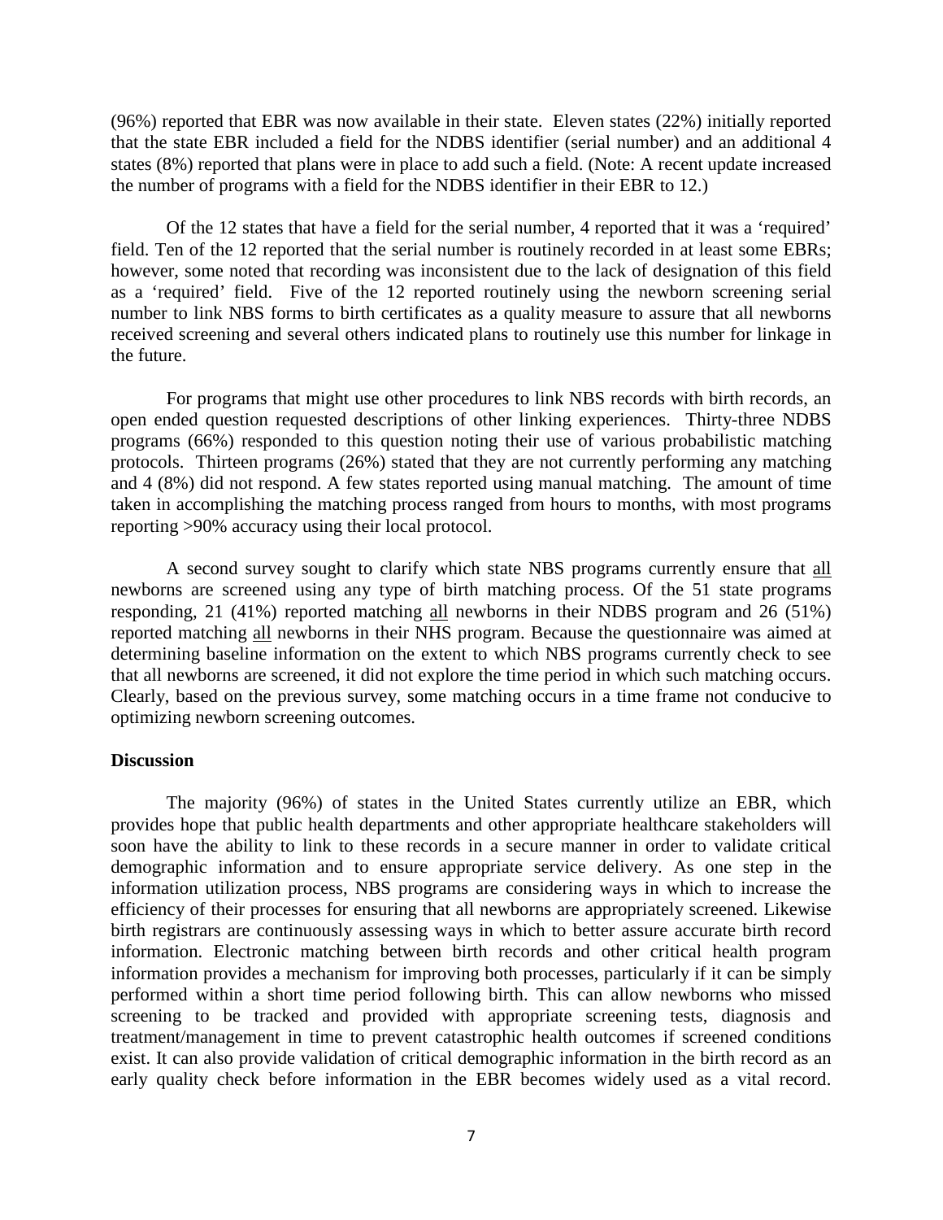(96%) reported that EBR was now available in their state. Eleven states (22%) initially reported that the state EBR included a field for the NDBS identifier (serial number) and an additional 4 states (8%) reported that plans were in place to add such a field. (Note: A recent update increased the number of programs with a field for the NDBS identifier in their EBR to 12.)

Of the 12 states that have a field for the serial number, 4 reported that it was a 'required' field. Ten of the 12 reported that the serial number is routinely recorded in at least some EBRs; however, some noted that recording was inconsistent due to the lack of designation of this field as a 'required' field. Five of the 12 reported routinely using the newborn screening serial number to link NBS forms to birth certificates as a quality measure to assure that all newborns received screening and several others indicated plans to routinely use this number for linkage in the future.

For programs that might use other procedures to link NBS records with birth records, an open ended question requested descriptions of other linking experiences. Thirty-three NDBS programs (66%) responded to this question noting their use of various probabilistic matching protocols. Thirteen programs (26%) stated that they are not currently performing any matching and 4 (8%) did not respond. A few states reported using manual matching. The amount of time taken in accomplishing the matching process ranged from hours to months, with most programs reporting >90% accuracy using their local protocol.

A second survey sought to clarify which state NBS programs currently ensure that <u>all</u> newborns are screened using any type of birth matching process. Of the 51 state programs responding, 21 (41%) reported matching <u>all</u> newborns in their NDBS program and 26 (51%) reported matching <u>all</u> newborns in their NHS program. Because the questionnaire was aimed at determining baseline information on the extent to which NBS programs currently check to see that all newborns are screened, it did not explore the time period in which such matching occurs. Clearly, based on the previous survey, some matching occurs in a time frame not conducive to optimizing newborn screening outcomes.

**Discussion**

The majority (96%) of states in the United States currently utilize an EBR, which provides hope that public health departments and other appropriate healthcare stakeholders will soon have the ability to link to these records in a secure manner in order to validate critical demographic information and to ensure appropriate service delivery. As one step in the information utilization process, NBS programs are considering ways in which to increase the efficiency of their processes for ensuring that all newborns are appropriately screened. Likewise birth registrars are continuously assessing ways in which to better assure accurate birth record information. Electronic matching between birth records and other critical health program information provides a mechanism for improving both processes, particularly if it can be simply performed within a short time period following birth. This can allow newborns who missed screening to be tracked and provided with appropriate screening tests, diagnosis and treatment/management in time to prevent catastrophic health outcomes if screened conditions exist. It can also provide validation of critical demographic information in the birth record as an early quality check before information in the EBR becomes widely used as a vital record.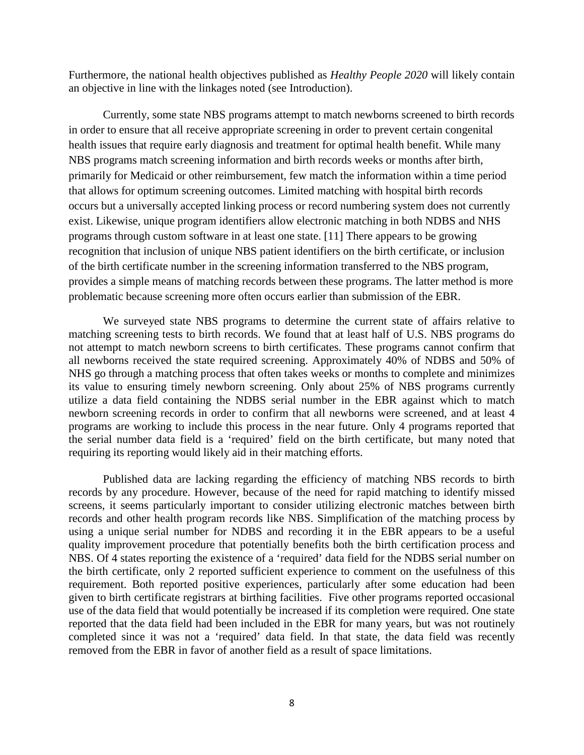Furthermore, the national health objectives published as *Healthy People 2020* will likely contain an objective in line with the linkages noted (see Introduction).

Currently, some state NBS programs attempt to match newborns screened to birth records in order to ensure that all receive appropriate screening in order to prevent certain congenital health issues that require early diagnosis and treatment for optimal health benefit. While many NBS programs match screening information and birth records weeks or months after birth, primarily for Medicaid or other reimbursement, few match the information within a time period that allows for optimum screening outcomes. Limited matching with hospital birth records occurs but a universally accepted linking process or record numbering system does not currently exist. Likewise, unique program identifiers allow electronic matching in both NDBS and NHS programs through custom software in at least one state. [11] There appears to be growing recognition that inclusion of unique NBS patient identifiers on the birth certificate, or inclusion of the birth certificate number in the screening information transferred to the NBS program, provides a simple means of matching records between these programs. The latter method is more problematic because screening more often occurs earlier than submission of the EBR.

We surveyed state NBS programs to determine the current state of affairs relative to matching screening tests to birth records. We found that at least half of U.S. NBS programs do not attempt to match newborn screens to birth certificates. These programs cannot confirm that all newborns received the state required screening. Approximately 40% of NDBS and 50% of NHS go through a matching process that often takes weeks or months to complete and minimizes its value to ensuring timely newborn screening. Only about 25% of NBS programs currently utilize a data field containing the NDBS serial number in the EBR against which to match newborn screening records in order to confirm that all newborns were screened, and at least 4 programs are working to include this process in the near future. Only 4 programs reported that the serial number data field is a 'required' field on the birth certificate, but many noted that requiring its reporting would likely aid in their matching efforts.

Published data are lacking regarding the efficiency of matching NBS records to birth records by any procedure. However, because of the need for rapid matching to identify missed screens, it seems particularly important to consider utilizing electronic matches between birth records and other health program records like NBS. Simplification of the matching process by using a unique serial number for NDBS and recording it in the EBR appears to be a useful quality improvement procedure that potentially benefits both the birth certification process and NBS. Of 4 states reporting the existence of a 'required' data field for the NDBS serial number on the birth certificate, only 2 reported sufficient experience to comment on the usefulness of this requirement. Both reported positive experiences, particularly after some education had been given to birth certificate registrars at birthing facilities. Five other programs reported occasional use of the data field that would potentially be increased if its completion were required. One state reported that the data field had been included in the EBR for many years, but was not routinely completed since it was not a 'required' data field. In that state, the data field was recently removed from the EBR in favor of another field as a result of space limitations.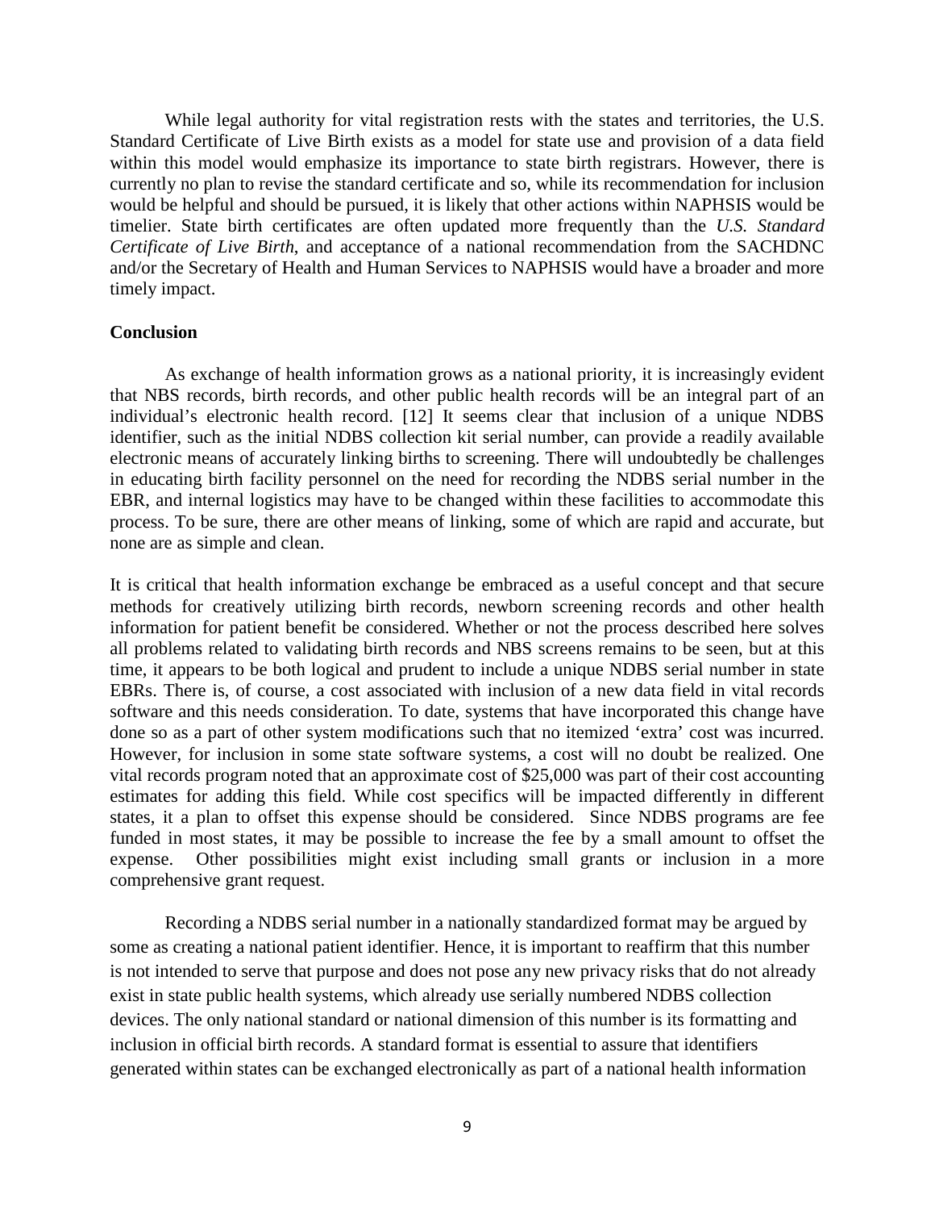While legal authority for vital registration rests with the states and territories, the U.S. Standard Certificate of Live Birth exists as a model for state use and provision of a data field within this model would emphasize its importance to state birth registrars. However, there is currently no plan to revise the standard certificate and so, while its recommendation for inclusion would be helpful and should be pursued, it is likely that other actions within NAPHSIS would be timelier. State birth certificates are often updated more frequently than the *U.S. Standard Certificate of Live Birth*, and acceptance of a national recommendation from the SACHDNC and/or the Secretary of Health and Human Services to NAPHSIS would have a broader and more timely impact.

**Conclusion**

As exchange of health information grows as a national priority, it is increasingly evident that NBS records, birth records, and other public health records will be an integral part of an individual's electronic health record. [12] It seems clear that inclusion of a unique NDBS identifier, such as the initial NDBS collection kit serial number, can provide a readily available electronic means of accurately linking births to screening. There will undoubtedly be challenges in educating birth facility personnel on the need for recording the NDBS serial number in the EBR, and internal logistics may have to be changed within these facilities to accommodate this process. To be sure, there are other means of linking, some of which are rapid and accurate, but none are as simple and clean.

It is critical that health information exchange be embraced as a useful concept and that secure methods for creatively utilizing birth records, newborn screening records and other health information for patient benefit be considered. Whether or not the process described here solves all problems related to validating birth records and NBS screens remains to be seen, but at this time, it appears to be both logical and prudent to include a unique NDBS serial number in state EBRs. There is, of course, a cost associated with inclusion of a new data field in vital records software and this needs consideration. To date, systems that have incorporated this change have done so as a part of other system modifications such that no itemized 'extra' cost was incurred. However, for inclusion in some state software systems, a cost will no doubt be realized. One vital records program noted that an approximate cost of $25,000 was part of their cost accounting estimates for adding this field. While cost specifics will be impacted differently in different states, it a plan to offset this expense should be considered. Since NDBS programs are fee funded in most states, it may be possible to increase the fee by a small amount to offset the expense. Other possibilities might exist including small grants or inclusion in a more comprehensive grant request.

Recording a NDBS serial number in a nationally standardized format may be argued by some as creating a national patient identifier. Hence, it is important to reaffirm that this number is not intended to serve that purpose and does not pose any new privacy risks that do not already exist in state public health systems, which already use serially numbered NDBS collection devices. The only national standard or national dimension of this number is its formatting and inclusion in official birth records. A standard format is essential to assure that identifiers generated within states can be exchanged electronically as part of a national health information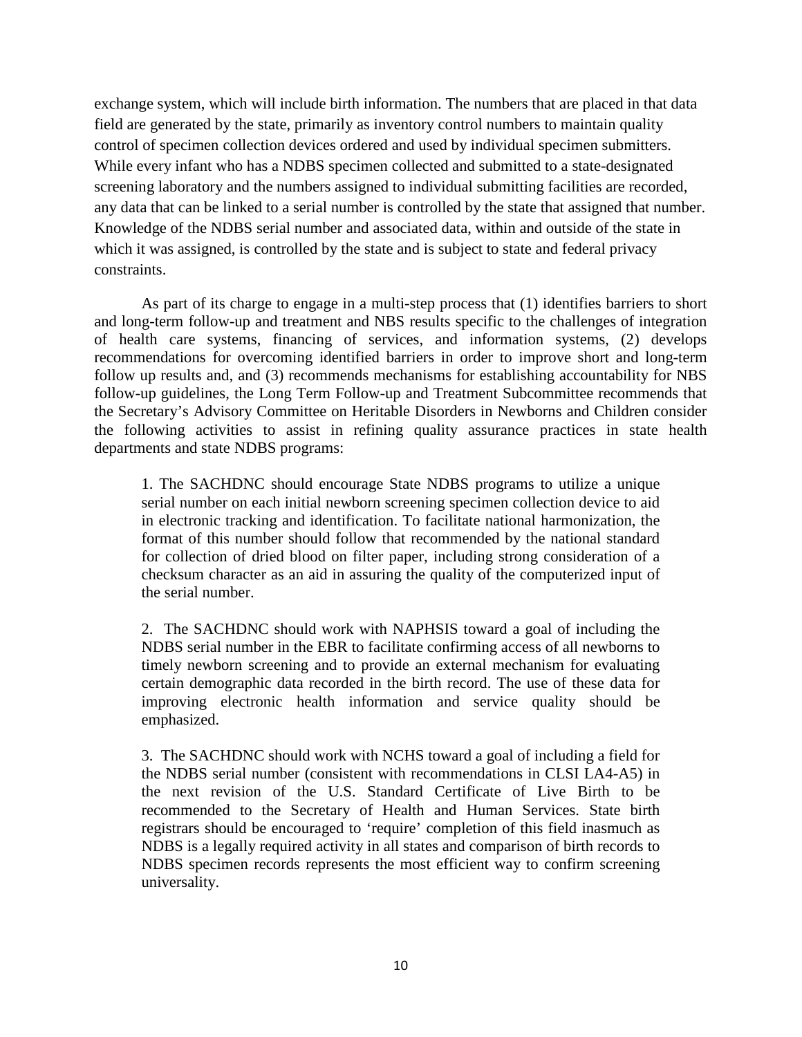exchange system, which will include birth information. The numbers that are placed in that data field are generated by the state, primarily as inventory control numbers to maintain quality control of specimen collection devices ordered and used by individual specimen submitters. While every infant who has a NDBS specimen collected and submitted to a state-designated screening laboratory and the numbers assigned to individual submitting facilities are recorded, any data that can be linked to a serial number is controlled by the state that assigned that number. Knowledge of the NDBS serial number and associated data, within and outside of the state in which it was assigned, is controlled by the state and is subject to state and federal privacy constraints.

As part of its charge to engage in a multi-step process that (1) identifies barriers to short and long-term follow-up and treatment and NBS results specific to the challenges of integration of health care systems, financing of services, and information systems, (2) develops recommendations for overcoming identified barriers in order to improve short and long-term follow up results and, and (3) recommends mechanisms for establishing accountability for NBS follow-up guidelines, the Long Term Follow-up and Treatment Subcommittee recommends that the Secretary's Advisory Committee on Heritable Disorders in Newborns and Children consider the following activities to assist in refining quality assurance practices in state health departments and state NDBS programs:

> 1. The SACHDNC should encourage State NDBS programs to utilize a unique serial number on each initial newborn screening specimen collection device to aid in electronic tracking and identification. To facilitate national harmonization, the format of this number should follow that recommended by the national standard for collection of dried blood on filter paper, including strong consideration of a checksum character as an aid in assuring the quality of the computerized input of the serial number.
>
> 2. The SACHDNC should work with NAPHSIS toward a goal of including the NDBS serial number in the EBR to facilitate confirming access of all newborns to timely newborn screening and to provide an external mechanism for evaluating certain demographic data recorded in the birth record. The use of these data for improving electronic health information and service quality should be emphasized.
>
> 3. The SACHDNC should work with NCHS toward a goal of including a field for the NDBS serial number (consistent with recommendations in CLSI LA4-A5) in the next revision of the U.S. Standard Certificate of Live Birth to be recommended to the Secretary of Health and Human Services. State birth registrars should be encouraged to 'require' completion of this field inasmuch as NDBS is a legally required activity in all states and comparison of birth records to NDBS specimen records represents the most efficient way to confirm screening universality.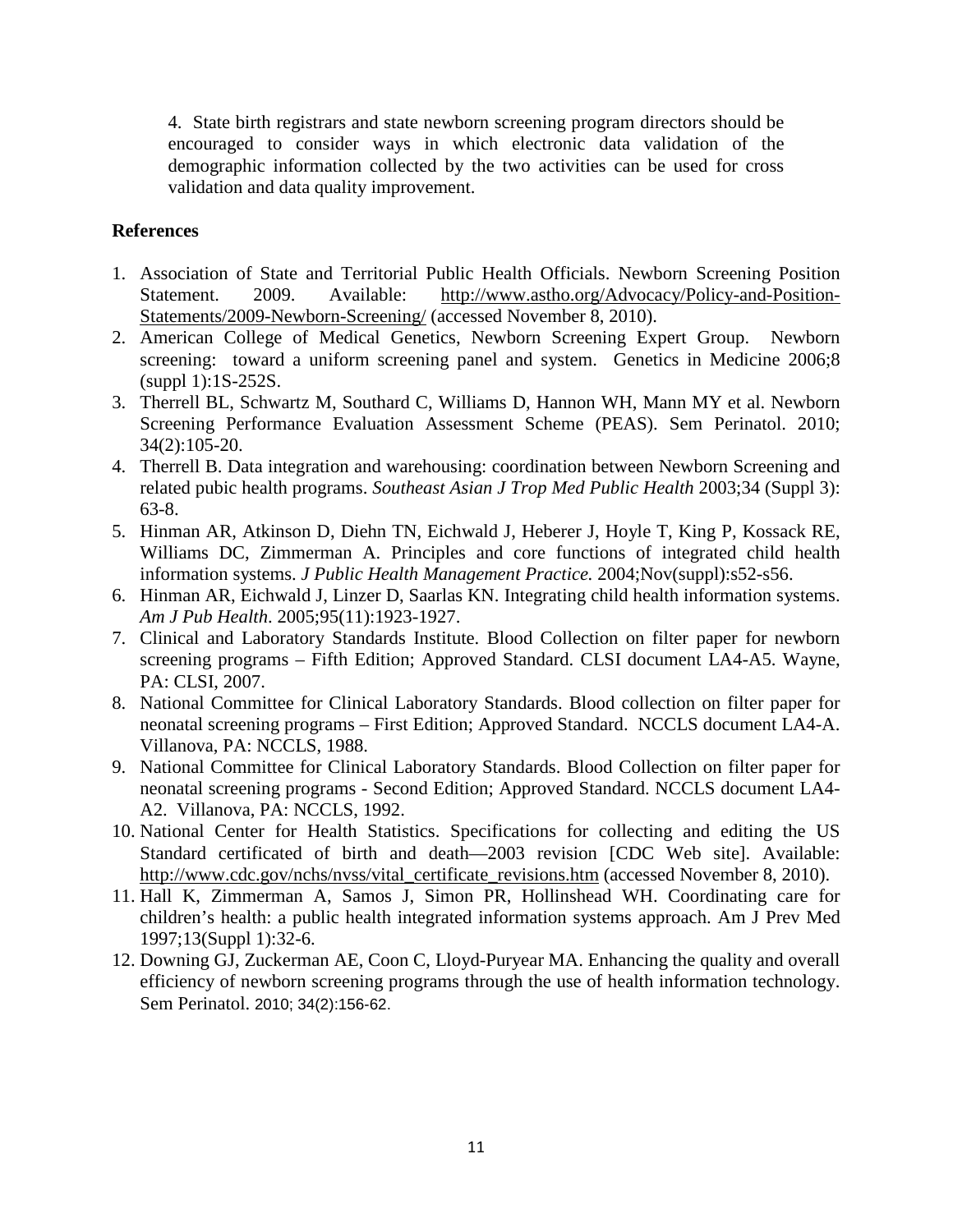4. State birth registrars and state newborn screening program directors should be encouraged to consider ways in which electronic data validation of the demographic information collected by the two activities can be used for cross validation and data quality improvement.

## References

1. Association of State and Territorial Public Health Officials. Newborn Screening Position Statement. 2009. Available: http://www.astho.org/Advocacy/Policy-and-Position-Statements/2009-Newborn-Screening/ (accessed November 8, 2010).
2. American College of Medical Genetics, Newborn Screening Expert Group. Newborn screening: toward a uniform screening panel and system. Genetics in Medicine 2006;8 (suppl 1):1S-252S.
3. Therrell BL, Schwartz M, Southard C, Williams D, Hannon WH, Mann MY et al. Newborn Screening Performance Evaluation Assessment Scheme (PEAS). Sem Perinatol. 2010; 34(2):105-20.
4. Therrell B. Data integration and warehousing: coordination between Newborn Screening and related pubic health programs. *Southeast Asian J Trop Med Public Health* 2003;34 (Suppl 3): 63-8.
5. Hinman AR, Atkinson D, Diehn TN, Eichwald J, Heberer J, Hoyle T, King P, Kossack RE, Williams DC, Zimmerman A. Principles and core functions of integrated child health information systems. *J Public Health Management Practice.* 2004;Nov(suppl):s52-s56.
6. Hinman AR, Eichwald J, Linzer D, Saarlas KN. Integrating child health information systems. *Am J Pub Health*. 2005;95(11):1923-1927.
7. Clinical and Laboratory Standards Institute. Blood Collection on filter paper for newborn screening programs – Fifth Edition; Approved Standard. CLSI document LA4-A5. Wayne, PA: CLSI, 2007.
8. National Committee for Clinical Laboratory Standards. Blood collection on filter paper for neonatal screening programs – First Edition; Approved Standard. NCCLS document LA4-A. Villanova, PA: NCCLS, 1988.
9. National Committee for Clinical Laboratory Standards. Blood Collection on filter paper for neonatal screening programs - Second Edition; Approved Standard. NCCLS document LA4-A2. Villanova, PA: NCCLS, 1992.
10. National Center for Health Statistics. Specifications for collecting and editing the US Standard certificated of birth and death—2003 revision [CDC Web site]. Available: http://www.cdc.gov/nchs/nvss/vital_certificate_revisions.htm (accessed November 8, 2010).
11. Hall K, Zimmerman A, Samos J, Simon PR, Hollinshead WH. Coordinating care for children's health: a public health integrated information systems approach. Am J Prev Med 1997;13(Suppl 1):32-6.
12. Downing GJ, Zuckerman AE, Coon C, Lloyd-Puryear MA. Enhancing the quality and overall efficiency of newborn screening programs through the use of health information technology. Sem Perinatol. 2010; 34(2):156-62.